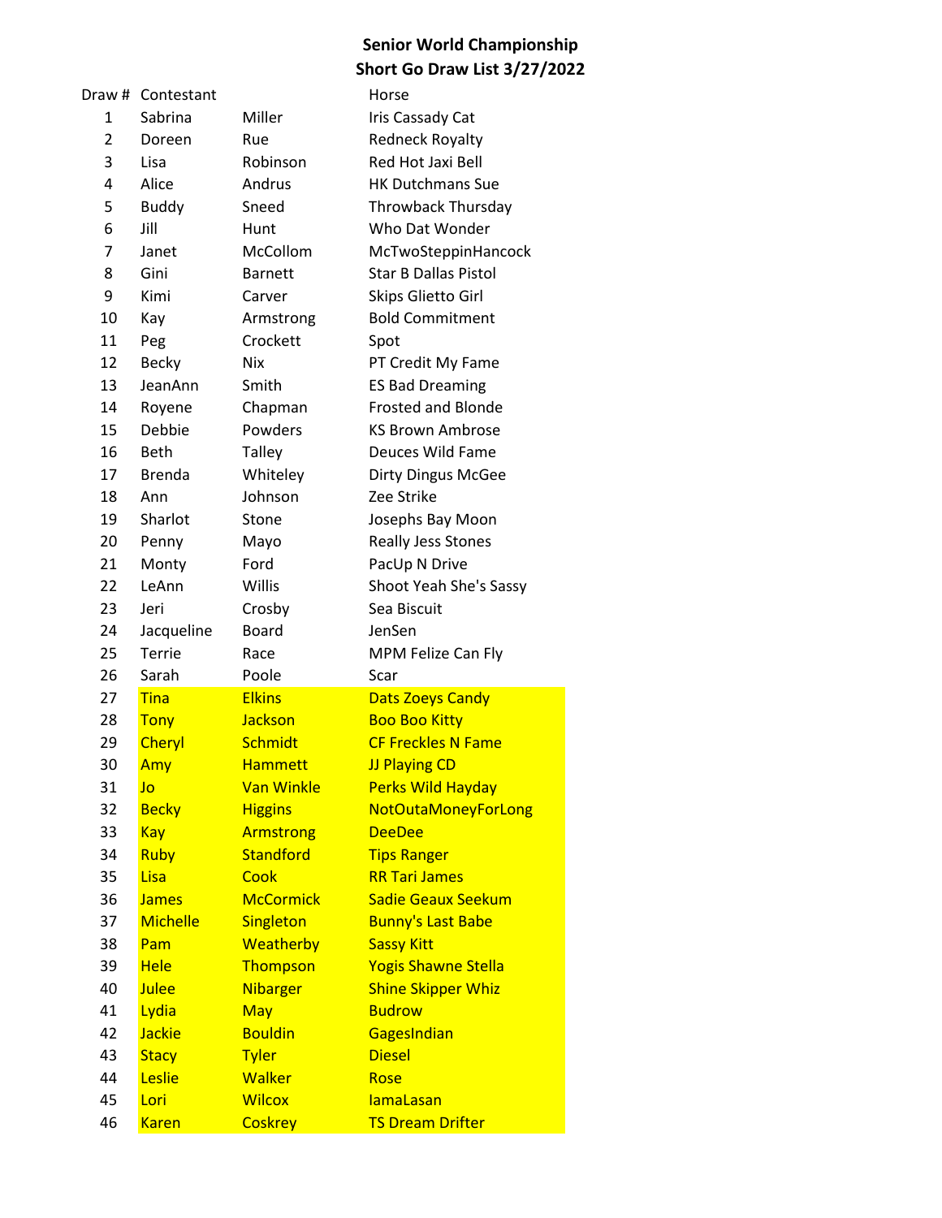**Senior World Championship**
**Short Go Draw List 3/27/2022**

| Draw # | Contestant | | Horse |
|---|---|---|---|
| 1 | Sabrina | Miller | Iris Cassady Cat |
| 2 | Doreen | Rue | Redneck Royalty |
| 3 | Lisa | Robinson | Red Hot Jaxi Bell |
| 4 | Alice | Andrus | HK Dutchmans Sue |
| 5 | Buddy | Sneed | Throwback Thursday |
| 6 | Jill | Hunt | Who Dat Wonder |
| 7 | Janet | McCollom | McTwoSteppinHancock |
| 8 | Gini | Barnett | Star B Dallas Pistol |
| 9 | Kimi | Carver | Skips Glietto Girl |
| 10 | Kay | Armstrong | Bold Commitment |
| 11 | Peg | Crockett | Spot |
| 12 | Becky | Nix | PT Credit My Fame |
| 13 | JeanAnn | Smith | ES Bad Dreaming |
| 14 | Royene | Chapman | Frosted and Blonde |
| 15 | Debbie | Powders | KS Brown Ambrose |
| 16 | Beth | Talley | Deuces Wild Fame |
| 17 | Brenda | Whiteley | Dirty Dingus McGee |
| 18 | Ann | Johnson | Zee Strike |
| 19 | Sharlot | Stone | Josephs Bay Moon |
| 20 | Penny | Mayo | Really Jess Stones |
| 21 | Monty | Ford | PacUp N Drive |
| 22 | LeAnn | Willis | Shoot Yeah She's Sassy |
| 23 | Jeri | Crosby | Sea Biscuit |
| 24 | Jacqueline | Board | JenSen |
| 25 | Terrie | Race | MPM Felize Can Fly |
| 26 | Sarah | Poole | Scar |
| 27 | Tina | Elkins | Dats Zoeys Candy |
| 28 | Tony | Jackson | Boo Boo Kitty |
| 29 | Cheryl | Schmidt | CF Freckles N Fame |
| 30 | Amy | Hammett | JJ Playing CD |
| 31 | Jo | Van Winkle | Perks Wild Hayday |
| 32 | Becky | Higgins | NotOutaMoneyForLong |
| 33 | Kay | Armstrong | DeeDee |
| 34 | Ruby | Standford | Tips Ranger |
| 35 | Lisa | Cook | RR Tari James |
| 36 | James | McCormick | Sadie Geaux Seekum |
| 37 | Michelle | Singleton | Bunny's Last Babe |
| 38 | Pam | Weatherby | Sassy Kitt |
| 39 | Hele | Thompson | Yogis Shawne Stella |
| 40 | Julee | Nibarger | Shine Skipper Whiz |
| 41 | Lydia | May | Budrow |
| 42 | Jackie | Bouldin | GagesIndian |
| 43 | Stacy | Tyler | Diesel |
| 44 | Leslie | Walker | Rose |
| 45 | Lori | Wilcox | IamaLasan |
| 46 | Karen | Coskrey | TS Dream Drifter |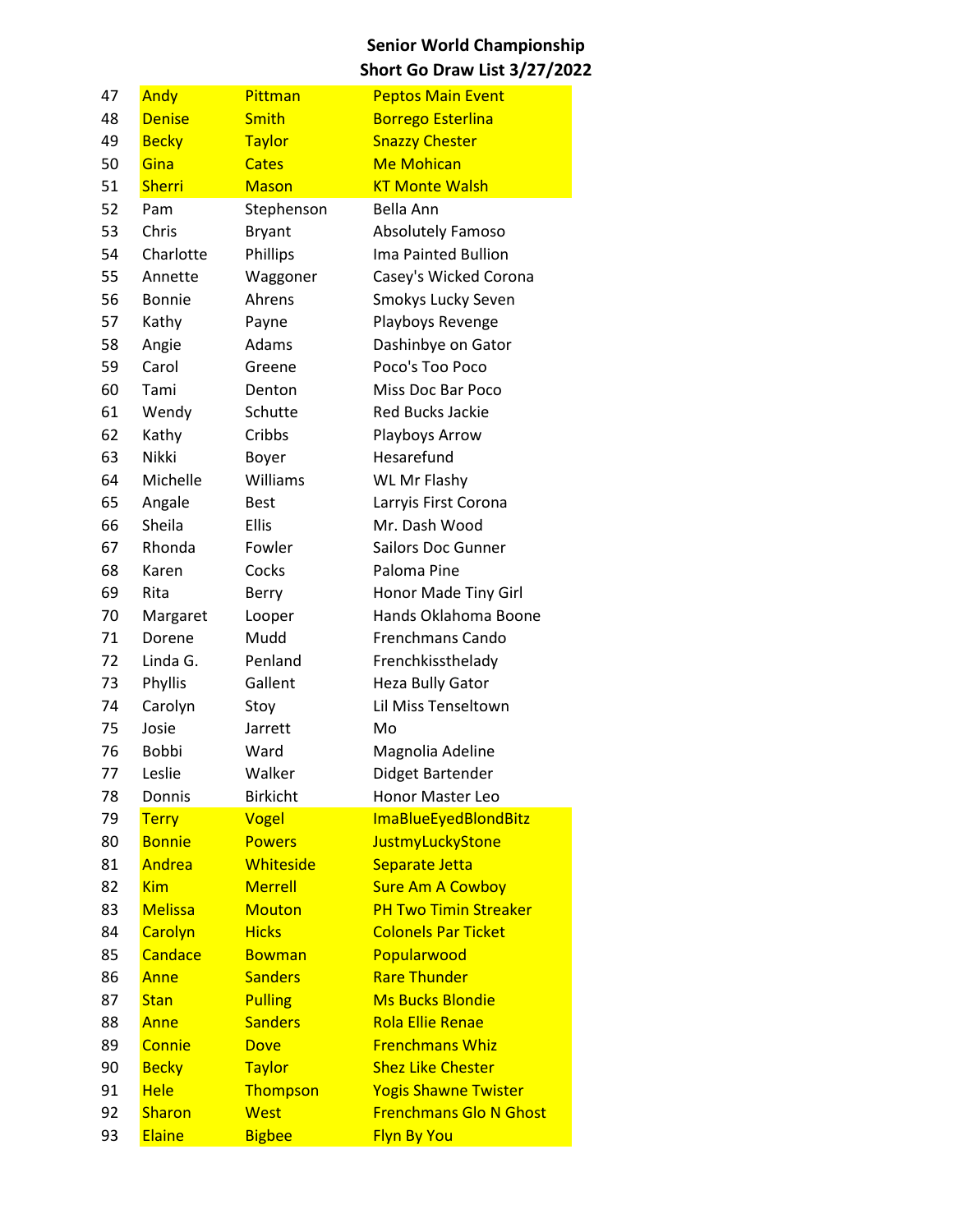**Senior World Championship**
**Short Go Draw List 3/27/2022**

| | | | |
|---|---|---|---|
| 47 | Andy | Pittman | Peptos Main Event |
| 48 | Denise | Smith | Borrego Esterlina |
| 49 | Becky | Taylor | Snazzy Chester |
| 50 | Gina | Cates | Me Mohican |
| 51 | Sherri | Mason | KT Monte Walsh |
| 52 | Pam | Stephenson | Bella Ann |
| 53 | Chris | Bryant | Absolutely Famoso |
| 54 | Charlotte | Phillips | Ima Painted Bullion |
| 55 | Annette | Waggoner | Casey's Wicked Corona |
| 56 | Bonnie | Ahrens | Smokys Lucky Seven |
| 57 | Kathy | Payne | Playboys Revenge |
| 58 | Angie | Adams | Dashinbye on Gator |
| 59 | Carol | Greene | Poco's Too Poco |
| 60 | Tami | Denton | Miss Doc Bar Poco |
| 61 | Wendy | Schutte | Red Bucks Jackie |
| 62 | Kathy | Cribbs | Playboys Arrow |
| 63 | Nikki | Boyer | Hesarefund |
| 64 | Michelle | Williams | WL Mr Flashy |
| 65 | Angale | Best | Larryis First Corona |
| 66 | Sheila | Ellis | Mr. Dash Wood |
| 67 | Rhonda | Fowler | Sailors Doc Gunner |
| 68 | Karen | Cocks | Paloma Pine |
| 69 | Rita | Berry | Honor Made Tiny Girl |
| 70 | Margaret | Looper | Hands Oklahoma Boone |
| 71 | Dorene | Mudd | Frenchmans Cando |
| 72 | Linda G. | Penland | Frenchkissthelady |
| 73 | Phyllis | Gallent | Heza Bully Gator |
| 74 | Carolyn | Stoy | Lil Miss Tenseltown |
| 75 | Josie | Jarrett | Mo |
| 76 | Bobbi | Ward | Magnolia Adeline |
| 77 | Leslie | Walker | Didget Bartender |
| 78 | Donnis | Birkicht | Honor Master Leo |
| 79 | Terry | Vogel | ImaBlueEyedBlondBitz |
| 80 | Bonnie | Powers | JustmyLuckyStone |
| 81 | Andrea | Whiteside | Separate Jetta |
| 82 | Kim | Merrell | Sure Am A Cowboy |
| 83 | Melissa | Mouton | PH Two Timin Streaker |
| 84 | Carolyn | Hicks | Colonels Par Ticket |
| 85 | Candace | Bowman | Popularwood |
| 86 | Anne | Sanders | Rare Thunder |
| 87 | Stan | Pulling | Ms Bucks Blondie |
| 88 | Anne | Sanders | Rola Ellie Renae |
| 89 | Connie | Dove | Frenchmans Whiz |
| 90 | Becky | Taylor | Shez Like Chester |
| 91 | Hele | Thompson | Yogis Shawne Twister |
| 92 | Sharon | West | Frenchmans Glo N Ghost |
| 93 | Elaine | Bigbee | Flyn By You |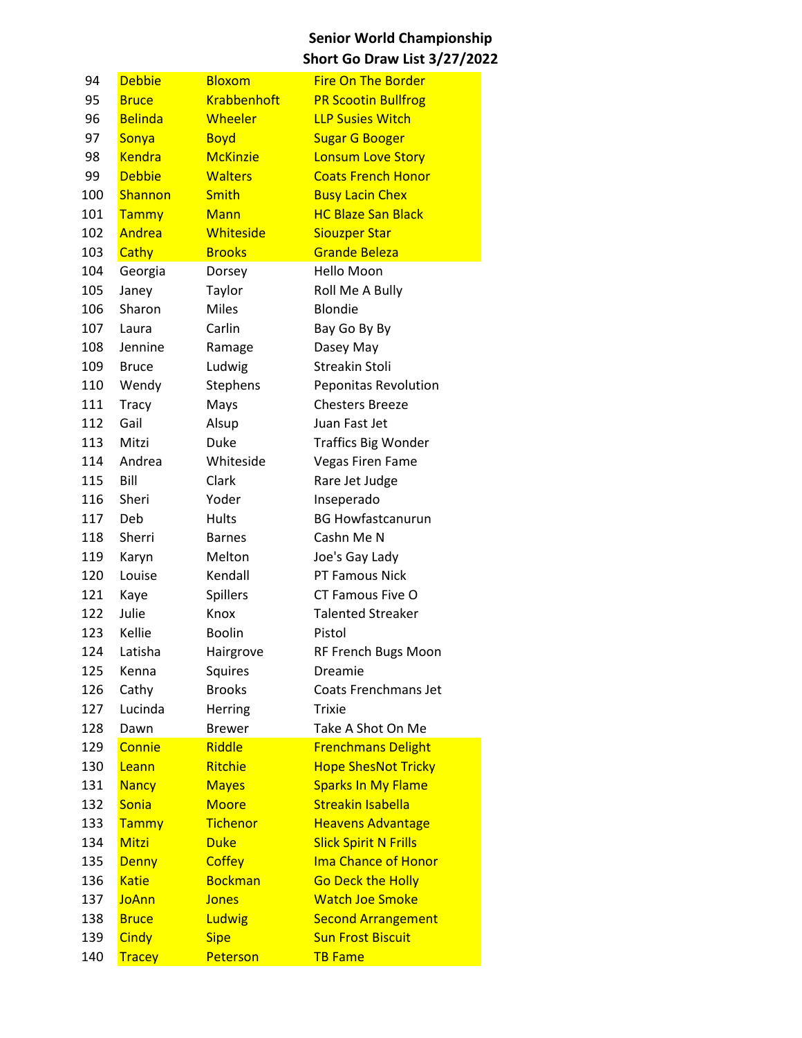**Senior World Championship**
**Short Go Draw List 3/27/2022**

| | | | |
|---|---|---|---|
| 94 | Debbie | Bloxom | Fire On The Border |
| 95 | Bruce | Krabbenhoft | PR Scootin Bullfrog |
| 96 | Belinda | Wheeler | LLP Susies Witch |
| 97 | Sonya | Boyd | Sugar G Booger |
| 98 | Kendra | McKinzie | Lonsum Love Story |
| 99 | Debbie | Walters | Coats French Honor |
| 100 | Shannon | Smith | Busy Lacin Chex |
| 101 | Tammy | Mann | HC Blaze San Black |
| 102 | Andrea | Whiteside | Siouzper Star |
| 103 | Cathy | Brooks | Grande Beleza |
| 104 | Georgia | Dorsey | Hello Moon |
| 105 | Janey | Taylor | Roll Me A Bully |
| 106 | Sharon | Miles | Blondie |
| 107 | Laura | Carlin | Bay Go By By |
| 108 | Jennine | Ramage | Dasey May |
| 109 | Bruce | Ludwig | Streakin Stoli |
| 110 | Wendy | Stephens | Peponitas Revolution |
| 111 | Tracy | Mays | Chesters Breeze |
| 112 | Gail | Alsup | Juan Fast Jet |
| 113 | Mitzi | Duke | Traffics Big Wonder |
| 114 | Andrea | Whiteside | Vegas Firen Fame |
| 115 | Bill | Clark | Rare Jet Judge |
| 116 | Sheri | Yoder | Inseperado |
| 117 | Deb | Hults | BG Howfastcanurun |
| 118 | Sherri | Barnes | Cashn Me N |
| 119 | Karyn | Melton | Joe's Gay Lady |
| 120 | Louise | Kendall | PT Famous Nick |
| 121 | Kaye | Spillers | CT Famous Five O |
| 122 | Julie | Knox | Talented Streaker |
| 123 | Kellie | Boolin | Pistol |
| 124 | Latisha | Hairgrove | RF French Bugs Moon |
| 125 | Kenna | Squires | Dreamie |
| 126 | Cathy | Brooks | Coats Frenchmans Jet |
| 127 | Lucinda | Herring | Trixie |
| 128 | Dawn | Brewer | Take A Shot On Me |
| 129 | Connie | Riddle | Frenchmans Delight |
| 130 | Leann | Ritchie | Hope ShesNot Tricky |
| 131 | Nancy | Mayes | Sparks In My Flame |
| 132 | Sonia | Moore | Streakin Isabella |
| 133 | Tammy | Tichenor | Heavens Advantage |
| 134 | Mitzi | Duke | Slick Spirit N Frills |
| 135 | Denny | Coffey | Ima Chance of Honor |
| 136 | Katie | Bockman | Go Deck the Holly |
| 137 | JoAnn | Jones | Watch Joe Smoke |
| 138 | Bruce | Ludwig | Second Arrangement |
| 139 | Cindy | Sipe | Sun Frost Biscuit |
| 140 | Tracey | Peterson | TB Fame |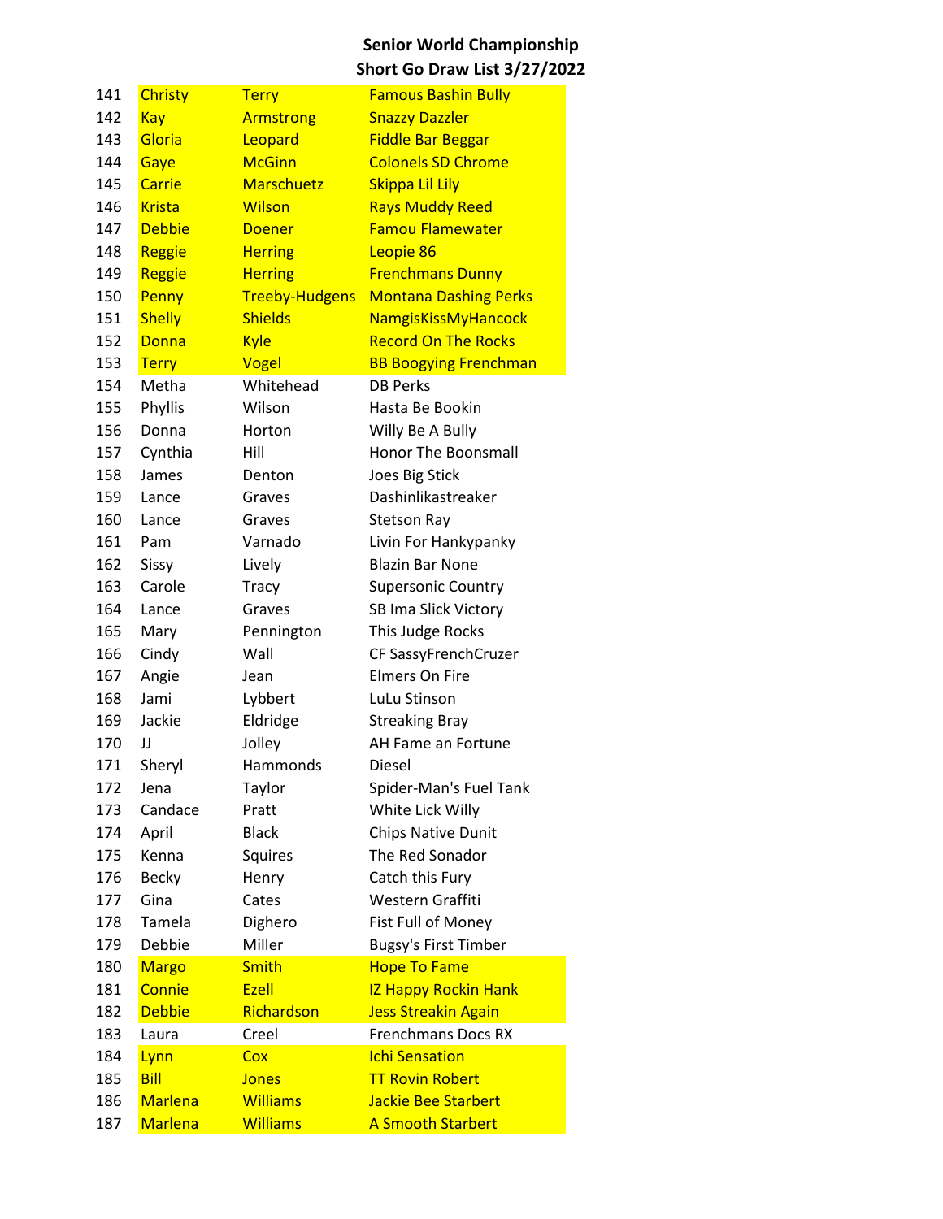**Senior World Championship**
**Short Go Draw List 3/27/2022**

| | | | |
|---|---|---|---|
| 141 | Christy | Terry | Famous Bashin Bully |
| 142 | Kay | Armstrong | Snazzy Dazzler |
| 143 | Gloria | Leopard | Fiddle Bar Beggar |
| 144 | Gaye | McGinn | Colonels SD Chrome |
| 145 | Carrie | Marschuetz | Skippa Lil Lily |
| 146 | Krista | Wilson | Rays Muddy Reed |
| 147 | Debbie | Doener | Famou Flamewater |
| 148 | Reggie | Herring | Leopie 86 |
| 149 | Reggie | Herring | Frenchmans Dunny |
| 150 | Penny | Treeby-Hudgens | Montana Dashing Perks |
| 151 | Shelly | Shields | NamgisKissMyHancock |
| 152 | Donna | Kyle | Record On The Rocks |
| 153 | Terry | Vogel | BB Boogying Frenchman |
| 154 | Metha | Whitehead | DB Perks |
| 155 | Phyllis | Wilson | Hasta Be Bookin |
| 156 | Donna | Horton | Willy Be A Bully |
| 157 | Cynthia | Hill | Honor The Boonsmall |
| 158 | James | Denton | Joes Big Stick |
| 159 | Lance | Graves | Dashinlikastreaker |
| 160 | Lance | Graves | Stetson Ray |
| 161 | Pam | Varnado | Livin For Hankypanky |
| 162 | Sissy | Lively | Blazin Bar None |
| 163 | Carole | Tracy | Supersonic Country |
| 164 | Lance | Graves | SB Ima Slick Victory |
| 165 | Mary | Pennington | This Judge Rocks |
| 166 | Cindy | Wall | CF SassyFrenchCruzer |
| 167 | Angie | Jean | Elmers On Fire |
| 168 | Jami | Lybbert | LuLu Stinson |
| 169 | Jackie | Eldridge | Streaking Bray |
| 170 | JJ | Jolley | AH Fame an Fortune |
| 171 | Sheryl | Hammonds | Diesel |
| 172 | Jena | Taylor | Spider-Man's Fuel Tank |
| 173 | Candace | Pratt | White Lick Willy |
| 174 | April | Black | Chips Native Dunit |
| 175 | Kenna | Squires | The Red Sonador |
| 176 | Becky | Henry | Catch this Fury |
| 177 | Gina | Cates | Western Graffiti |
| 178 | Tamela | Dighero | Fist Full of Money |
| 179 | Debbie | Miller | Bugsy's First Timber |
| 180 | Margo | Smith | Hope To Fame |
| 181 | Connie | Ezell | IZ Happy Rockin Hank |
| 182 | Debbie | Richardson | Jess Streakin Again |
| 183 | Laura | Creel | Frenchmans Docs RX |
| 184 | Lynn | Cox | Ichi Sensation |
| 185 | Bill | Jones | TT Rovin Robert |
| 186 | Marlena | Williams | Jackie Bee Starbert |
| 187 | Marlena | Williams | A Smooth Starbert |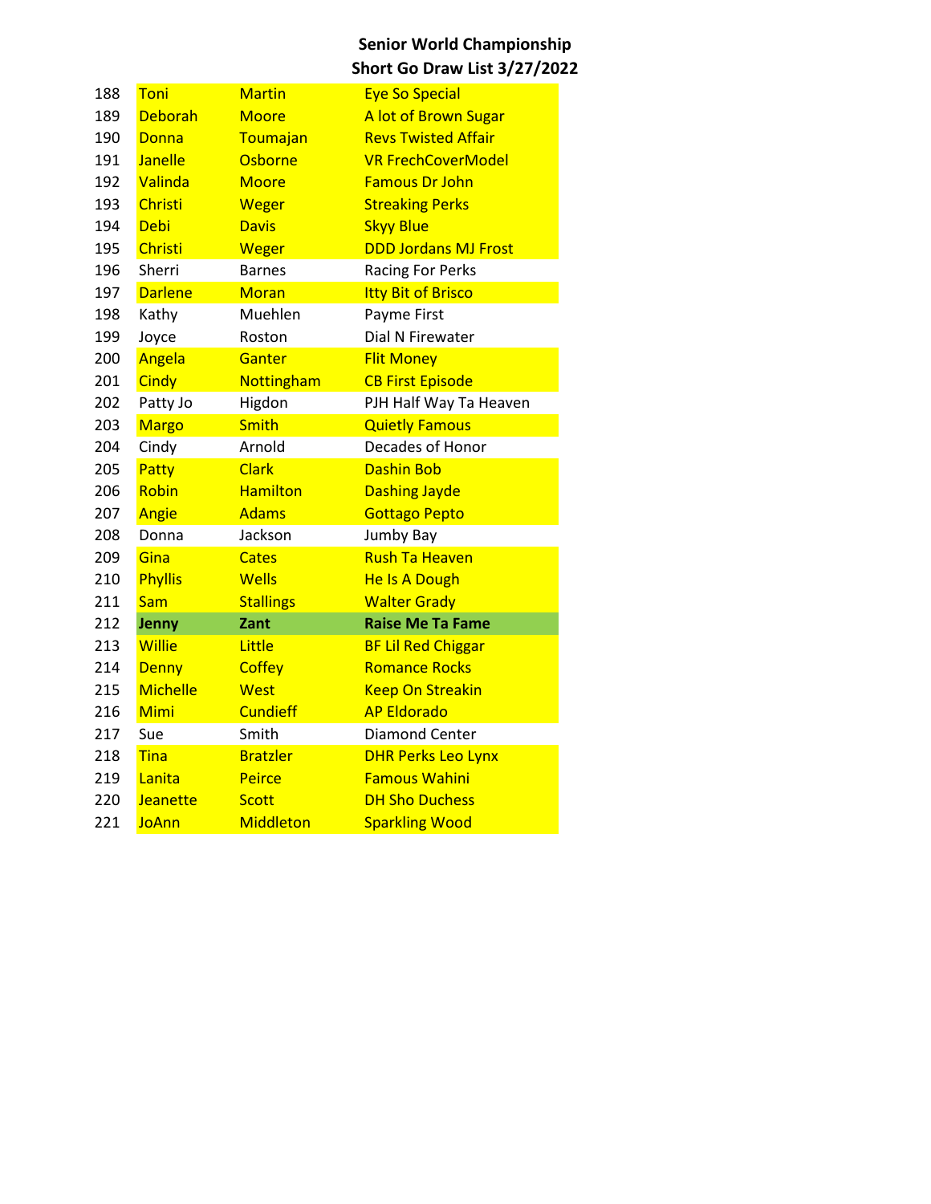**Senior World Championship**
**Short Go Draw List 3/27/2022**

| | | | |
|---|---|---|---|
| 188 | Toni | Martin | Eye So Special |
| 189 | Deborah | Moore | A lot of Brown Sugar |
| 190 | Donna | Toumajan | Revs Twisted Affair |
| 191 | Janelle | Osborne | VR FrechCoverModel |
| 192 | Valinda | Moore | Famous Dr John |
| 193 | Christi | Weger | Streaking Perks |
| 194 | Debi | Davis | Skyy Blue |
| 195 | Christi | Weger | DDD Jordans MJ Frost |
| 196 | Sherri | Barnes | Racing For Perks |
| 197 | Darlene | Moran | Itty Bit of Brisco |
| 198 | Kathy | Muehlen | Payme First |
| 199 | Joyce | Roston | Dial N Firewater |
| 200 | Angela | Ganter | Flit Money |
| 201 | Cindy | Nottingham | CB First Episode |
| 202 | Patty Jo | Higdon | PJH Half Way Ta Heaven |
| 203 | Margo | Smith | Quietly Famous |
| 204 | Cindy | Arnold | Decades of Honor |
| 205 | Patty | Clark | Dashin Bob |
| 206 | Robin | Hamilton | Dashing Jayde |
| 207 | Angie | Adams | Gottago Pepto |
| 208 | Donna | Jackson | Jumby Bay |
| 209 | Gina | Cates | Rush Ta Heaven |
| 210 | Phyllis | Wells | He Is A Dough |
| 211 | Sam | Stallings | Walter Grady |
| 212 | **Jenny** | **Zant** | **Raise Me Ta Fame** |
| 213 | Willie | Little | BF Lil Red Chiggar |
| 214 | Denny | Coffey | Romance Rocks |
| 215 | Michelle | West | Keep On Streakin |
| 216 | Mimi | Cundieff | AP Eldorado |
| 217 | Sue | Smith | Diamond Center |
| 218 | Tina | Bratzler | DHR Perks Leo Lynx |
| 219 | Lanita | Peirce | Famous Wahini |
| 220 | Jeanette | Scott | DH Sho Duchess |
| 221 | JoAnn | Middleton | Sparkling Wood |